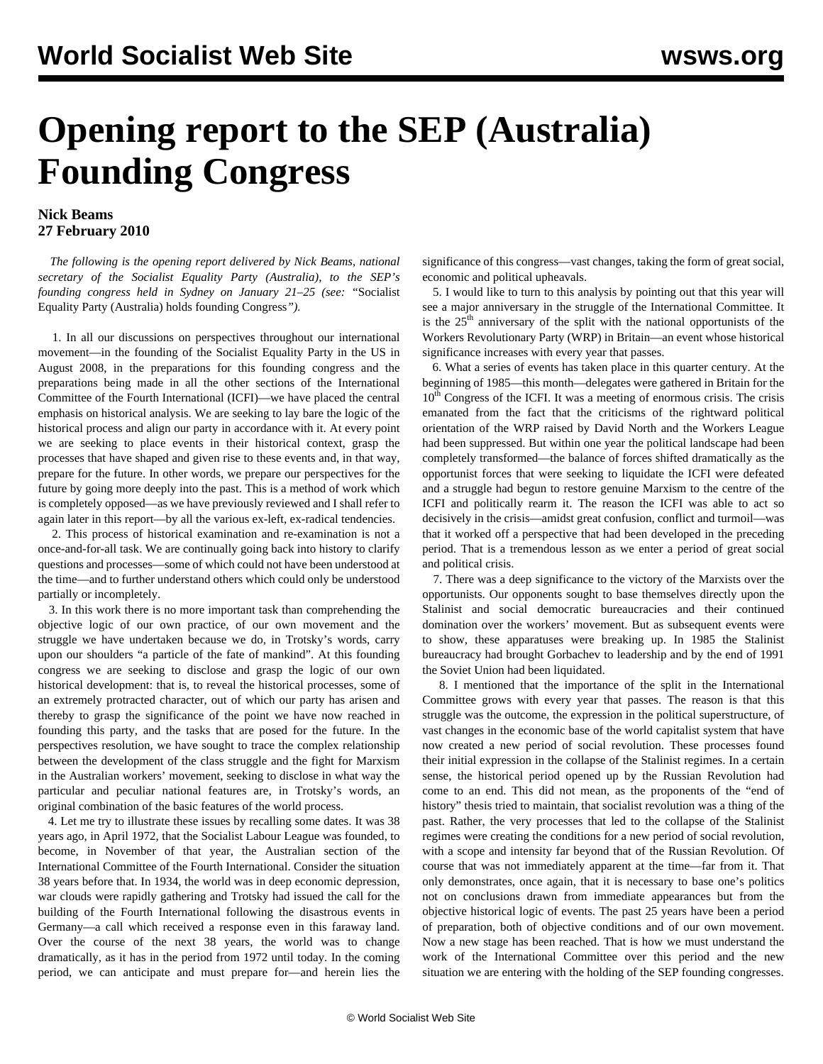# Opening report to the SEP (Australia) Founding Congress

**Nick Beams**
**27 February 2010**

*The following is the opening report delivered by Nick Beams, national secretary of the Socialist Equality Party (Australia), to the SEP's founding congress held in Sydney on January 21–25 (see:* "Socialist Equality Party (Australia) holds founding Congress*").*

1. In all our discussions on perspectives throughout our international movement—in the founding of the Socialist Equality Party in the US in August 2008, in the preparations for this founding congress and the preparations being made in all the other sections of the International Committee of the Fourth International (ICFI)—we have placed the central emphasis on historical analysis. We are seeking to lay bare the logic of the historical process and align our party in accordance with it. At every point we are seeking to place events in their historical context, grasp the processes that have shaped and given rise to these events and, in that way, prepare for the future. In other words, we prepare our perspectives for the future by going more deeply into the past. This is a method of work which is completely opposed—as we have previously reviewed and I shall refer to again later in this report—by all the various ex-left, ex-radical tendencies.

2. This process of historical examination and re-examination is not a once-and-for-all task. We are continually going back into history to clarify questions and processes—some of which could not have been understood at the time—and to further understand others which could only be understood partially or incompletely.

3. In this work there is no more important task than comprehending the objective logic of our own practice, of our own movement and the struggle we have undertaken because we do, in Trotsky's words, carry upon our shoulders "a particle of the fate of mankind". At this founding congress we are seeking to disclose and grasp the logic of our own historical development: that is, to reveal the historical processes, some of an extremely protracted character, out of which our party has arisen and thereby to grasp the significance of the point we have now reached in founding this party, and the tasks that are posed for the future. In the perspectives resolution, we have sought to trace the complex relationship between the development of the class struggle and the fight for Marxism in the Australian workers' movement, seeking to disclose in what way the particular and peculiar national features are, in Trotsky's words, an original combination of the basic features of the world process.

4. Let me try to illustrate these issues by recalling some dates. It was 38 years ago, in April 1972, that the Socialist Labour League was founded, to become, in November of that year, the Australian section of the International Committee of the Fourth International. Consider the situation 38 years before that. In 1934, the world was in deep economic depression, war clouds were rapidly gathering and Trotsky had issued the call for the building of the Fourth International following the disastrous events in Germany—a call which received a response even in this faraway land. Over the course of the next 38 years, the world was to change dramatically, as it has in the period from 1972 until today. In the coming period, we can anticipate and must prepare for—and herein lies the significance of this congress—vast changes, taking the form of great social, economic and political upheavals.

5. I would like to turn to this analysis by pointing out that this year will see a major anniversary in the struggle of the International Committee. It is the 25th anniversary of the split with the national opportunists of the Workers Revolutionary Party (WRP) in Britain—an event whose historical significance increases with every year that passes.

6. What a series of events has taken place in this quarter century. At the beginning of 1985—this month—delegates were gathered in Britain for the 10th Congress of the ICFI. It was a meeting of enormous crisis. The crisis emanated from the fact that the criticisms of the rightward political orientation of the WRP raised by David North and the Workers League had been completely suppressed. But within one year the political landscape had been completely transformed—the balance of forces shifted dramatically as the opportunist forces that were seeking to liquidate the ICFI were defeated and a struggle had begun to restore genuine Marxism to the centre of the ICFI and politically rearm it. The reason the ICFI was able to act so decisively in the crisis—amidst great confusion, conflict and turmoil—was that it worked off a perspective that had been developed in the preceding period. That is a tremendous lesson as we enter a period of great social and political crisis.

7. There was a deep significance to the victory of the Marxists over the opportunists. Our opponents sought to base themselves directly upon the Stalinist and social democratic bureaucracies and their continued domination over the workers' movement. But as subsequent events were to show, these apparatuses were breaking up. In 1985 the Stalinist bureaucracy had brought Gorbachev to leadership and by the end of 1991 the Soviet Union had been liquidated.

8. I mentioned that the importance of the split in the International Committee grows with every year that passes. The reason is that this struggle was the outcome, the expression in the political superstructure, of vast changes in the economic base of the world capitalist system that have now created a new period of social revolution. These processes found their initial expression in the collapse of the Stalinist regimes. In a certain sense, the historical period opened up by the Russian Revolution had come to an end. This did not mean, as the proponents of the "end of history" thesis tried to maintain, that socialist revolution was a thing of the past. Rather, the very processes that led to the collapse of the Stalinist regimes were creating the conditions for a new period of social revolution, with a scope and intensity far beyond that of the Russian Revolution. Of course that was not immediately apparent at the time—far from it. That only demonstrates, once again, that it is necessary to base one's politics not on conclusions drawn from immediate appearances but from the objective historical logic of events. The past 25 years have been a period of preparation, both of objective conditions and of our own movement. Now a new stage has been reached. That is how we must understand the work of the International Committee over this period and the new situation we are entering with the holding of the SEP founding congresses.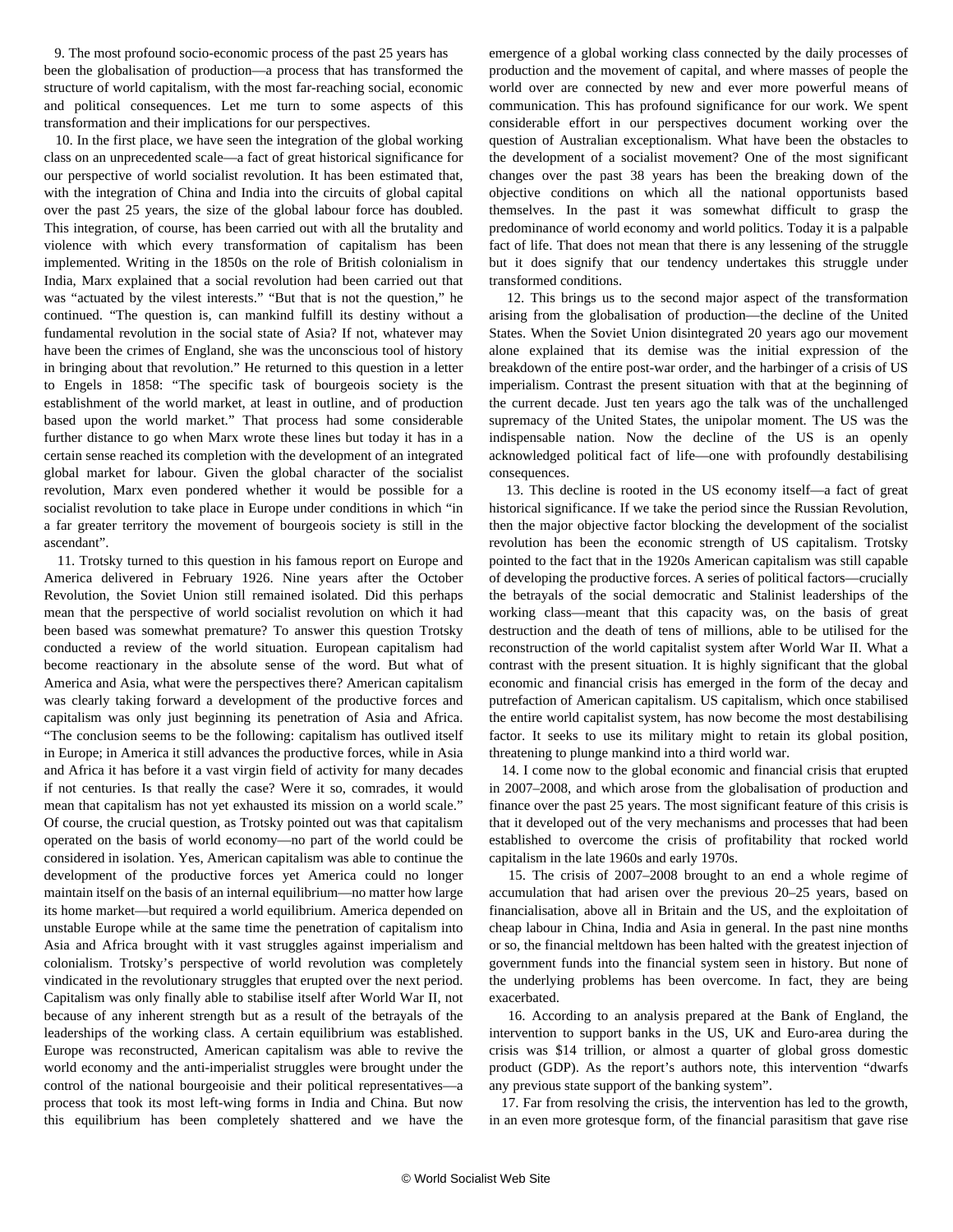9. The most profound socio-economic process of the past 25 years has been the globalisation of production—a process that has transformed the structure of world capitalism, with the most far-reaching social, economic and political consequences. Let me turn to some aspects of this transformation and their implications for our perspectives.

10. In the first place, we have seen the integration of the global working class on an unprecedented scale—a fact of great historical significance for our perspective of world socialist revolution. It has been estimated that, with the integration of China and India into the circuits of global capital over the past 25 years, the size of the global labour force has doubled. This integration, of course, has been carried out with all the brutality and violence with which every transformation of capitalism has been implemented. Writing in the 1850s on the role of British colonialism in India, Marx explained that a social revolution had been carried out that was "actuated by the vilest interests." "But that is not the question," he continued. "The question is, can mankind fulfill its destiny without a fundamental revolution in the social state of Asia? If not, whatever may have been the crimes of England, she was the unconscious tool of history in bringing about that revolution." He returned to this question in a letter to Engels in 1858: "The specific task of bourgeois society is the establishment of the world market, at least in outline, and of production based upon the world market." That process had some considerable further distance to go when Marx wrote these lines but today it has in a certain sense reached its completion with the development of an integrated global market for labour. Given the global character of the socialist revolution, Marx even pondered whether it would be possible for a socialist revolution to take place in Europe under conditions in which "in a far greater territory the movement of bourgeois society is still in the ascendant".

11. Trotsky turned to this question in his famous report on Europe and America delivered in February 1926. Nine years after the October Revolution, the Soviet Union still remained isolated. Did this perhaps mean that the perspective of world socialist revolution on which it had been based was somewhat premature? To answer this question Trotsky conducted a review of the world situation. European capitalism had become reactionary in the absolute sense of the word. But what of America and Asia, what were the perspectives there? American capitalism was clearly taking forward a development of the productive forces and capitalism was only just beginning its penetration of Asia and Africa. "The conclusion seems to be the following: capitalism has outlived itself in Europe; in America it still advances the productive forces, while in Asia and Africa it has before it a vast virgin field of activity for many decades if not centuries. Is that really the case? Were it so, comrades, it would mean that capitalism has not yet exhausted its mission on a world scale." Of course, the crucial question, as Trotsky pointed out was that capitalism operated on the basis of world economy—no part of the world could be considered in isolation. Yes, American capitalism was able to continue the development of the productive forces yet America could no longer maintain itself on the basis of an internal equilibrium—no matter how large its home market—but required a world equilibrium. America depended on unstable Europe while at the same time the penetration of capitalism into Asia and Africa brought with it vast struggles against imperialism and colonialism. Trotsky's perspective of world revolution was completely vindicated in the revolutionary struggles that erupted over the next period. Capitalism was only finally able to stabilise itself after World War II, not because of any inherent strength but as a result of the betrayals of the leaderships of the working class. A certain equilibrium was established. Europe was reconstructed, American capitalism was able to revive the world economy and the anti-imperialist struggles were brought under the control of the national bourgeoisie and their political representatives—a process that took its most left-wing forms in India and China. But now this equilibrium has been completely shattered and we have the emergence of a global working class connected by the daily processes of production and the movement of capital, and where masses of people the world over are connected by new and ever more powerful means of communication. This has profound significance for our work. We spent considerable effort in our perspectives document working over the question of Australian exceptionalism. What have been the obstacles to the development of a socialist movement? One of the most significant changes over the past 38 years has been the breaking down of the objective conditions on which all the national opportunists based themselves. In the past it was somewhat difficult to grasp the predominance of world economy and world politics. Today it is a palpable fact of life. That does not mean that there is any lessening of the struggle but it does signify that our tendency undertakes this struggle under transformed conditions.

12. This brings us to the second major aspect of the transformation arising from the globalisation of production—the decline of the United States. When the Soviet Union disintegrated 20 years ago our movement alone explained that its demise was the initial expression of the breakdown of the entire post-war order, and the harbinger of a crisis of US imperialism. Contrast the present situation with that at the beginning of the current decade. Just ten years ago the talk was of the unchallenged supremacy of the United States, the unipolar moment. The US was the indispensable nation. Now the decline of the US is an openly acknowledged political fact of life—one with profoundly destabilising consequences.

13. This decline is rooted in the US economy itself—a fact of great historical significance. If we take the period since the Russian Revolution, then the major objective factor blocking the development of the socialist revolution has been the economic strength of US capitalism. Trotsky pointed to the fact that in the 1920s American capitalism was still capable of developing the productive forces. A series of political factors—crucially the betrayals of the social democratic and Stalinist leaderships of the working class—meant that this capacity was, on the basis of great destruction and the death of tens of millions, able to be utilised for the reconstruction of the world capitalist system after World War II. What a contrast with the present situation. It is highly significant that the global economic and financial crisis has emerged in the form of the decay and putrefaction of American capitalism. US capitalism, which once stabilised the entire world capitalist system, has now become the most destabilising factor. It seeks to use its military might to retain its global position, threatening to plunge mankind into a third world war.

14. I come now to the global economic and financial crisis that erupted in 2007–2008, and which arose from the globalisation of production and finance over the past 25 years. The most significant feature of this crisis is that it developed out of the very mechanisms and processes that had been established to overcome the crisis of profitability that rocked world capitalism in the late 1960s and early 1970s.

15. The crisis of 2007–2008 brought to an end a whole regime of accumulation that had arisen over the previous 20–25 years, based on financialisation, above all in Britain and the US, and the exploitation of cheap labour in China, India and Asia in general. In the past nine months or so, the financial meltdown has been halted with the greatest injection of government funds into the financial system seen in history. But none of the underlying problems has been overcome. In fact, they are being exacerbated.

16. According to an analysis prepared at the Bank of England, the intervention to support banks in the US, UK and Euro-area during the crisis was $14 trillion, or almost a quarter of global gross domestic product (GDP). As the report's authors note, this intervention "dwarfs any previous state support of the banking system".

17. Far from resolving the crisis, the intervention has led to the growth, in an even more grotesque form, of the financial parasitism that gave rise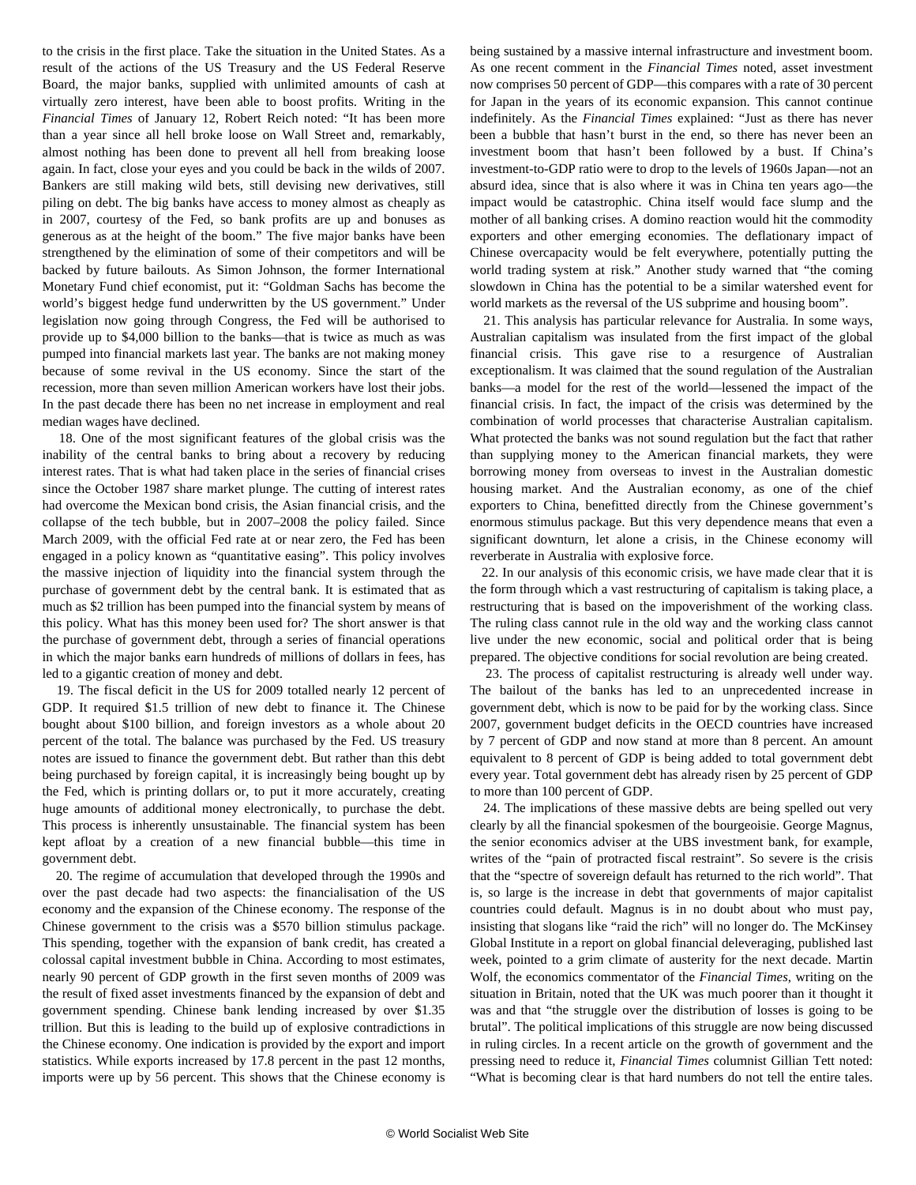to the crisis in the first place. Take the situation in the United States. As a result of the actions of the US Treasury and the US Federal Reserve Board, the major banks, supplied with unlimited amounts of cash at virtually zero interest, have been able to boost profits. Writing in the *Financial Times* of January 12, Robert Reich noted: "It has been more than a year since all hell broke loose on Wall Street and, remarkably, almost nothing has been done to prevent all hell from breaking loose again. In fact, close your eyes and you could be back in the wilds of 2007. Bankers are still making wild bets, still devising new derivatives, still piling on debt. The big banks have access to money almost as cheaply as in 2007, courtesy of the Fed, so bank profits are up and bonuses as generous as at the height of the boom." The five major banks have been strengthened by the elimination of some of their competitors and will be backed by future bailouts. As Simon Johnson, the former International Monetary Fund chief economist, put it: "Goldman Sachs has become the world's biggest hedge fund underwritten by the US government." Under legislation now going through Congress, the Fed will be authorised to provide up to $4,000 billion to the banks—that is twice as much as was pumped into financial markets last year. The banks are not making money because of some revival in the US economy. Since the start of the recession, more than seven million American workers have lost their jobs. In the past decade there has been no net increase in employment and real median wages have declined.

18. One of the most significant features of the global crisis was the inability of the central banks to bring about a recovery by reducing interest rates. That is what had taken place in the series of financial crises since the October 1987 share market plunge. The cutting of interest rates had overcome the Mexican bond crisis, the Asian financial crisis, and the collapse of the tech bubble, but in 2007–2008 the policy failed. Since March 2009, with the official Fed rate at or near zero, the Fed has been engaged in a policy known as "quantitative easing". This policy involves the massive injection of liquidity into the financial system through the purchase of government debt by the central bank. It is estimated that as much as $2 trillion has been pumped into the financial system by means of this policy. What has this money been used for? The short answer is that the purchase of government debt, through a series of financial operations in which the major banks earn hundreds of millions of dollars in fees, has led to a gigantic creation of money and debt.

19. The fiscal deficit in the US for 2009 totalled nearly 12 percent of GDP. It required $1.5 trillion of new debt to finance it. The Chinese bought about $100 billion, and foreign investors as a whole about 20 percent of the total. The balance was purchased by the Fed. US treasury notes are issued to finance the government debt. But rather than this debt being purchased by foreign capital, it is increasingly being bought up by the Fed, which is printing dollars or, to put it more accurately, creating huge amounts of additional money electronically, to purchase the debt. This process is inherently unsustainable. The financial system has been kept afloat by a creation of a new financial bubble—this time in government debt.

20. The regime of accumulation that developed through the 1990s and over the past decade had two aspects: the financialisation of the US economy and the expansion of the Chinese economy. The response of the Chinese government to the crisis was a $570 billion stimulus package. This spending, together with the expansion of bank credit, has created a colossal capital investment bubble in China. According to most estimates, nearly 90 percent of GDP growth in the first seven months of 2009 was the result of fixed asset investments financed by the expansion of debt and government spending. Chinese bank lending increased by over $1.35 trillion. But this is leading to the build up of explosive contradictions in the Chinese economy. One indication is provided by the export and import statistics. While exports increased by 17.8 percent in the past 12 months, imports were up by 56 percent. This shows that the Chinese economy is being sustained by a massive internal infrastructure and investment boom. As one recent comment in the *Financial Times* noted, asset investment now comprises 50 percent of GDP—this compares with a rate of 30 percent for Japan in the years of its economic expansion. This cannot continue indefinitely. As the *Financial Times* explained: "Just as there has never been a bubble that hasn't burst in the end, so there has never been an investment boom that hasn't been followed by a bust. If China's investment-to-GDP ratio were to drop to the levels of 1960s Japan—not an absurd idea, since that is also where it was in China ten years ago—the impact would be catastrophic. China itself would face slump and the mother of all banking crises. A domino reaction would hit the commodity exporters and other emerging economies. The deflationary impact of Chinese overcapacity would be felt everywhere, potentially putting the world trading system at risk." Another study warned that "the coming slowdown in China has the potential to be a similar watershed event for world markets as the reversal of the US subprime and housing boom".

21. This analysis has particular relevance for Australia. In some ways, Australian capitalism was insulated from the first impact of the global financial crisis. This gave rise to a resurgence of Australian exceptionalism. It was claimed that the sound regulation of the Australian banks—a model for the rest of the world—lessened the impact of the financial crisis. In fact, the impact of the crisis was determined by the combination of world processes that characterise Australian capitalism. What protected the banks was not sound regulation but the fact that rather than supplying money to the American financial markets, they were borrowing money from overseas to invest in the Australian domestic housing market. And the Australian economy, as one of the chief exporters to China, benefitted directly from the Chinese government's enormous stimulus package. But this very dependence means that even a significant downturn, let alone a crisis, in the Chinese economy will reverberate in Australia with explosive force.

22. In our analysis of this economic crisis, we have made clear that it is the form through which a vast restructuring of capitalism is taking place, a restructuring that is based on the impoverishment of the working class. The ruling class cannot rule in the old way and the working class cannot live under the new economic, social and political order that is being prepared. The objective conditions for social revolution are being created.

23. The process of capitalist restructuring is already well under way. The bailout of the banks has led to an unprecedented increase in government debt, which is now to be paid for by the working class. Since 2007, government budget deficits in the OECD countries have increased by 7 percent of GDP and now stand at more than 8 percent. An amount equivalent to 8 percent of GDP is being added to total government debt every year. Total government debt has already risen by 25 percent of GDP to more than 100 percent of GDP.

24. The implications of these massive debts are being spelled out very clearly by all the financial spokesmen of the bourgeoisie. George Magnus, the senior economics adviser at the UBS investment bank, for example, writes of the "pain of protracted fiscal restraint". So severe is the crisis that the "spectre of sovereign default has returned to the rich world". That is, so large is the increase in debt that governments of major capitalist countries could default. Magnus is in no doubt about who must pay, insisting that slogans like "raid the rich" will no longer do. The McKinsey Global Institute in a report on global financial deleveraging, published last week, pointed to a grim climate of austerity for the next decade. Martin Wolf, the economics commentator of the *Financial Times*, writing on the situation in Britain, noted that the UK was much poorer than it thought it was and that "the struggle over the distribution of losses is going to be brutal". The political implications of this struggle are now being discussed in ruling circles. In a recent article on the growth of government and the pressing need to reduce it, *Financial Times* columnist Gillian Tett noted: "What is becoming clear is that hard numbers do not tell the entire tales.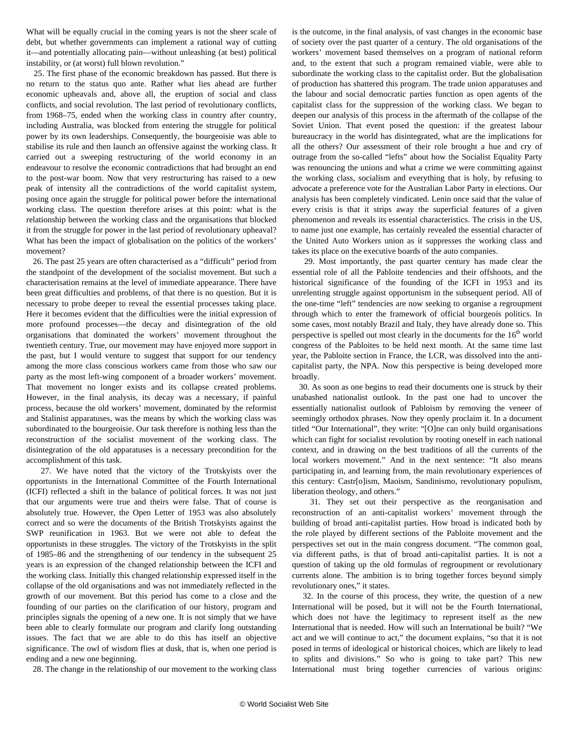What will be equally crucial in the coming years is not the sheer scale of debt, but whether governments can implement a rational way of cutting it—and potentially allocating pain—without unleashing (at best) political instability, or (at worst) full blown revolution."

25. The first phase of the economic breakdown has passed. But there is no return to the status quo ante. Rather what lies ahead are further economic upheavals and, above all, the eruption of social and class conflicts, and social revolution. The last period of revolutionary conflicts, from 1968–75, ended when the working class in country after country, including Australia, was blocked from entering the struggle for political power by its own leaderships. Consequently, the bourgeoisie was able to stabilise its rule and then launch an offensive against the working class. It carried out a sweeping restructuring of the world economy in an endeavour to resolve the economic contradictions that had brought an end to the post-war boom. Now that very restructuring has raised to a new peak of intensity all the contradictions of the world capitalist system, posing once again the struggle for political power before the international working class. The question therefore arises at this point: what is the relationship between the working class and the organisations that blocked it from the struggle for power in the last period of revolutionary upheaval? What has been the impact of globalisation on the politics of the workers' movement?

26. The past 25 years are often characterised as a "difficult" period from the standpoint of the development of the socialist movement. But such a characterisation remains at the level of immediate appearance. There have been great difficulties and problems, of that there is no question. But it is necessary to probe deeper to reveal the essential processes taking place. Here it becomes evident that the difficulties were the initial expression of more profound processes—the decay and disintegration of the old organisations that dominated the workers' movement throughout the twentieth century. True, our movement may have enjoyed more support in the past, but I would venture to suggest that support for our tendency among the more class conscious workers came from those who saw our party as the most left-wing component of a broader workers' movement. That movement no longer exists and its collapse created problems. However, in the final analysis, its decay was a necessary, if painful process, because the old workers' movement, dominated by the reformist and Stalinist apparatuses, was the means by which the working class was subordinated to the bourgeoisie. Our task therefore is nothing less than the reconstruction of the socialist movement of the working class. The disintegration of the old apparatuses is a necessary precondition for the accomplishment of this task.

27. We have noted that the victory of the Trotskyists over the opportunists in the International Committee of the Fourth International (ICFI) reflected a shift in the balance of political forces. It was not just that our arguments were true and theirs were false. That of course is absolutely true. However, the Open Letter of 1953 was also absolutely correct and so were the documents of the British Trotskyists against the SWP reunification in 1963. But we were not able to defeat the opportunists in these struggles. The victory of the Trotskyists in the split of 1985–86 and the strengthening of our tendency in the subsequent 25 years is an expression of the changed relationship between the ICFI and the working class. Initially this changed relationship expressed itself in the collapse of the old organisations and was not immediately reflected in the growth of our movement. But this period has come to a close and the founding of our parties on the clarification of our history, program and principles signals the opening of a new one. It is not simply that we have been able to clearly formulate our program and clarify long outstanding issues. The fact that we are able to do this has itself an objective significance. The owl of wisdom flies at dusk, that is, when one period is ending and a new one beginning.

28. The change in the relationship of our movement to the working class is the outcome, in the final analysis, of vast changes in the economic base of society over the past quarter of a century. The old organisations of the workers' movement based themselves on a program of national reform and, to the extent that such a program remained viable, were able to subordinate the working class to the capitalist order. But the globalisation of production has shattered this program. The trade union apparatuses and the labour and social democratic parties function as open agents of the capitalist class for the suppression of the working class. We began to deepen our analysis of this process in the aftermath of the collapse of the Soviet Union. That event posed the question: if the greatest labour bureaucracy in the world has disintegrated, what are the implications for all the others? Our assessment of their role brought a hue and cry of outrage from the so-called "lefts" about how the Socialist Equality Party was renouncing the unions and what a crime we were committing against the working class, socialism and everything that is holy, by refusing to advocate a preference vote for the Australian Labor Party in elections. Our analysis has been completely vindicated. Lenin once said that the value of every crisis is that it strips away the superficial features of a given phenomenon and reveals its essential characteristics. The crisis in the US, to name just one example, has certainly revealed the essential character of the United Auto Workers union as it suppresses the working class and takes its place on the executive boards of the auto companies.

29. Most importantly, the past quarter century has made clear the essential role of all the Pabloite tendencies and their offshoots, and the historical significance of the founding of the ICFI in 1953 and its unrelenting struggle against opportunism in the subsequent period. All of the one-time "left" tendencies are now seeking to organise a regroupment through which to enter the framework of official bourgeois politics. In some cases, most notably Brazil and Italy, they have already done so. This perspective is spelled out most clearly in the documents for the 16th world congress of the Pabloites to be held next month. At the same time last year, the Pabloite section in France, the LCR, was dissolved into the anti-capitalist party, the NPA. Now this perspective is being developed more broadly.

30. As soon as one begins to read their documents one is struck by their unabashed nationalist outlook. In the past one had to uncover the essentially nationalist outlook of Pabloism by removing the veneer of seemingly orthodox phrases. Now they openly proclaim it. In a document titled "Our International", they write: "[O]ne can only build organisations which can fight for socialist revolution by rooting oneself in each national context, and in drawing on the best traditions of all the currents of the local workers movement." And in the next sentence: "It also means participating in, and learning from, the main revolutionary experiences of this century: Castr[o]ism, Maoism, Sandinismo, revolutionary populism, liberation theology, and others."

31. They set out their perspective as the reorganisation and reconstruction of an anti-capitalist workers' movement through the building of broad anti-capitalist parties. How broad is indicated both by the role played by different sections of the Pabloite movement and the perspectives set out in the main congress document. "The common goal, via different paths, is that of broad anti-capitalist parties. It is not a question of taking up the old formulas of regroupment or revolutionary currents alone. The ambition is to bring together forces beyond simply revolutionary ones," it states.

32. In the course of this process, they write, the question of a new International will be posed, but it will not be the Fourth International, which does not have the legitimacy to represent itself as the new International that is needed. How will such an International be built? "We act and we will continue to act," the document explains, "so that it is not posed in terms of ideological or historical choices, which are likely to lead to splits and divisions." So who is going to take part? This new International must bring together currencies of various origins: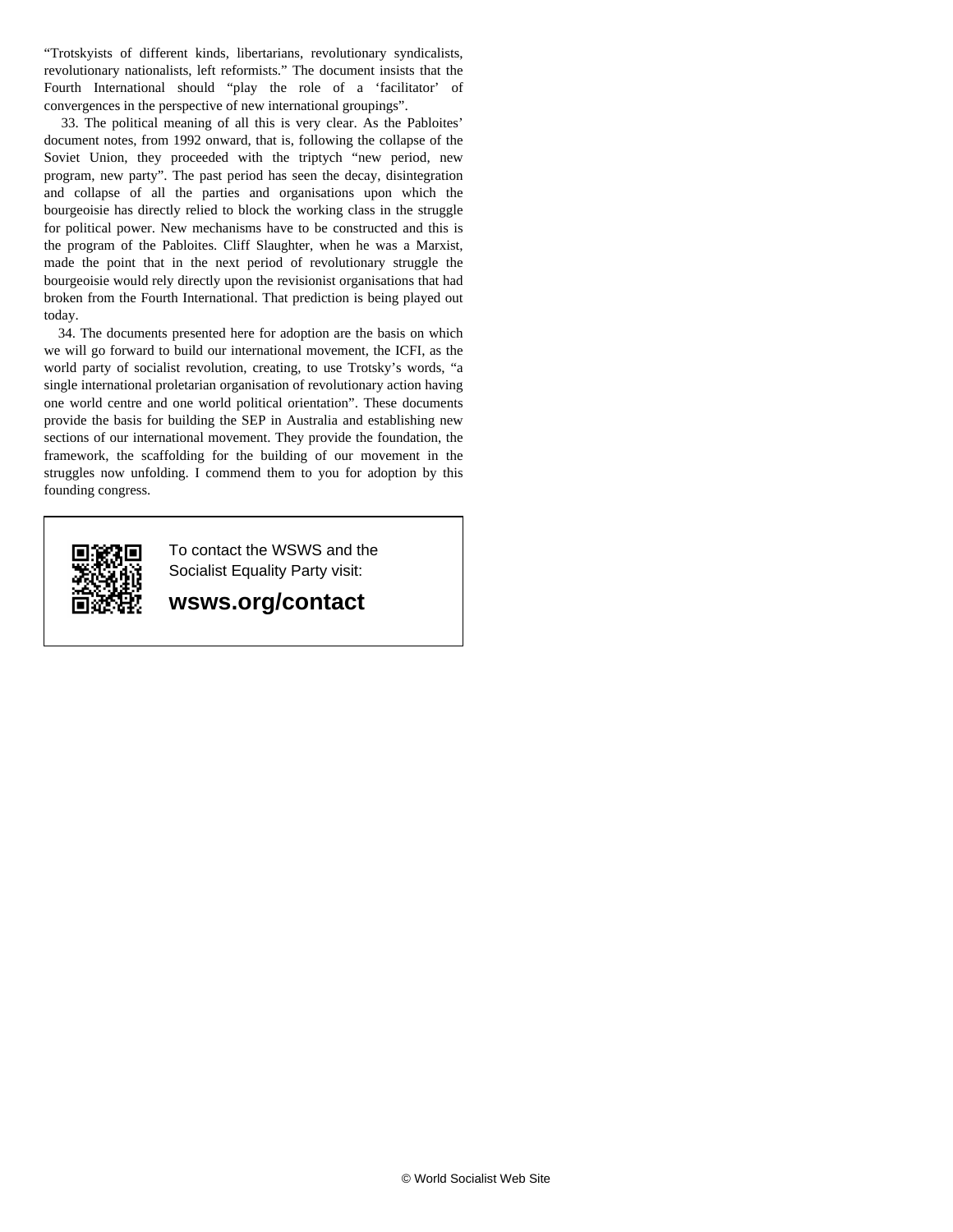"Trotskyists of different kinds, libertarians, revolutionary syndicalists, revolutionary nationalists, left reformists." The document insists that the Fourth International should "play the role of a 'facilitator' of convergences in the perspective of new international groupings".

33. The political meaning of all this is very clear. As the Pabloites' document notes, from 1992 onward, that is, following the collapse of the Soviet Union, they proceeded with the triptych "new period, new program, new party". The past period has seen the decay, disintegration and collapse of all the parties and organisations upon which the bourgeoisie has directly relied to block the working class in the struggle for political power. New mechanisms have to be constructed and this is the program of the Pabloites. Cliff Slaughter, when he was a Marxist, made the point that in the next period of revolutionary struggle the bourgeoisie would rely directly upon the revisionist organisations that had broken from the Fourth International. That prediction is being played out today.

34. The documents presented here for adoption are the basis on which we will go forward to build our international movement, the ICFI, as the world party of socialist revolution, creating, to use Trotsky's words, "a single international proletarian organisation of revolutionary action having one world centre and one world political orientation". These documents provide the basis for building the SEP in Australia and establishing new sections of our international movement. They provide the foundation, the framework, the scaffolding for the building of our movement in the struggles now unfolding. I commend them to you for adoption by this founding congress.

To contact the WSWS and the Socialist Equality Party visit:

**wsws.org/contact**